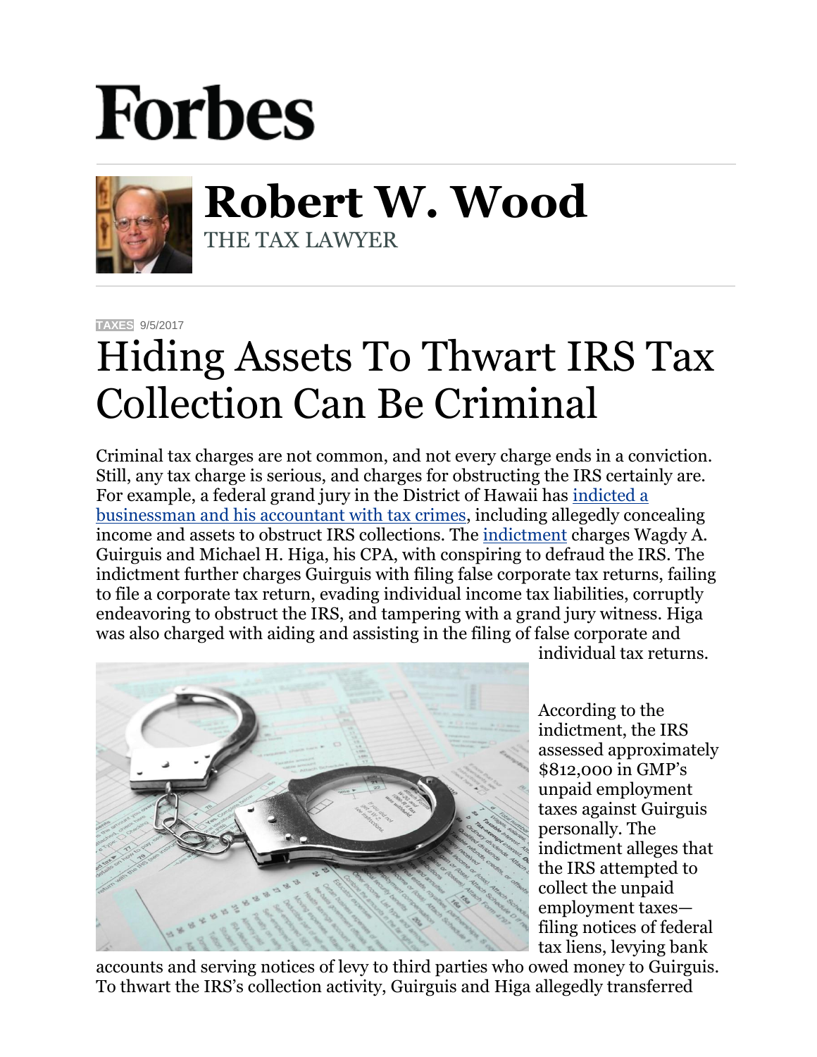# Forbes

**Robert W. Wood**
THE TAX LAWYER

TAXES 9/5/2017

# Hiding Assets To Thwart IRS Tax Collection Can Be Criminal

Criminal tax charges are not common, and not every charge ends in a conviction. Still, any tax charge is serious, and charges for obstructing the IRS certainly are. For example, a federal grand jury in the District of Hawaii has indicted a businessman and his accountant with tax crimes, including allegedly concealing income and assets to obstruct IRS collections. The indictment charges Wagdy A. Guirguis and Michael H. Higa, his CPA, with conspiring to defraud the IRS. The indictment further charges Guirguis with filing false corporate tax returns, failing to file a corporate tax return, evading individual income tax liabilities, corruptly endeavoring to obstruct the IRS, and tampering with a grand jury witness. Higa was also charged with aiding and assisting in the filing of false corporate and individual tax returns.

According to the indictment, the IRS assessed approximately $812,000 in GMP's unpaid employment taxes against Guirguis personally. The indictment alleges that the IRS attempted to collect the unpaid employment taxes—filing notices of federal tax liens, levying bank accounts and serving notices of levy to third parties who owed money to Guirguis. To thwart the IRS's collection activity, Guirguis and Higa allegedly transferred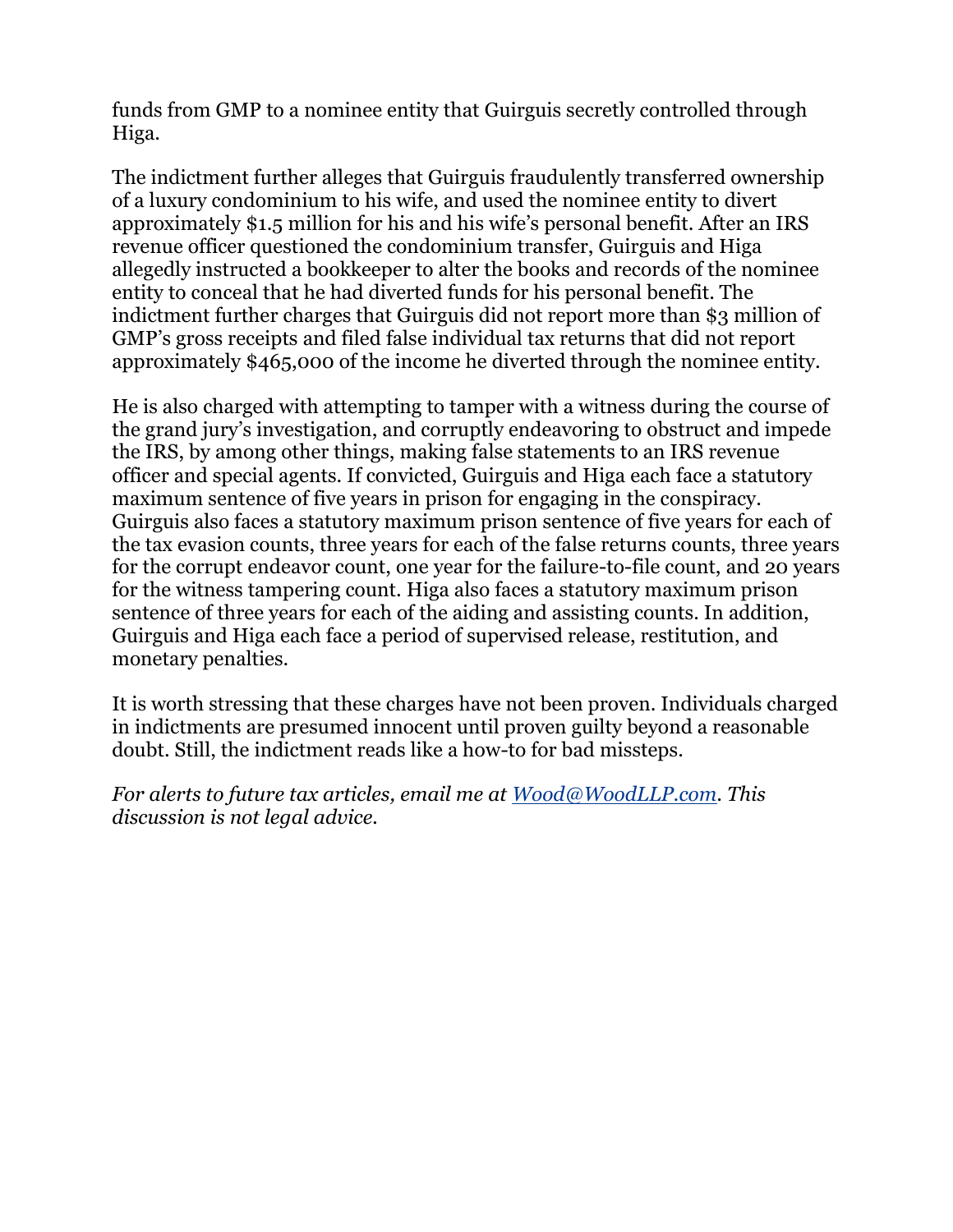funds from GMP to a nominee entity that Guirguis secretly controlled through Higa.

The indictment further alleges that Guirguis fraudulently transferred ownership of a luxury condominium to his wife, and used the nominee entity to divert approximately $1.5 million for his and his wife's personal benefit. After an IRS revenue officer questioned the condominium transfer, Guirguis and Higa allegedly instructed a bookkeeper to alter the books and records of the nominee entity to conceal that he had diverted funds for his personal benefit. The indictment further charges that Guirguis did not report more than $3 million of GMP's gross receipts and filed false individual tax returns that did not report approximately $465,000 of the income he diverted through the nominee entity.

He is also charged with attempting to tamper with a witness during the course of the grand jury's investigation, and corruptly endeavoring to obstruct and impede the IRS, by among other things, making false statements to an IRS revenue officer and special agents. If convicted, Guirguis and Higa each face a statutory maximum sentence of five years in prison for engaging in the conspiracy. Guirguis also faces a statutory maximum prison sentence of five years for each of the tax evasion counts, three years for each of the false returns counts, three years for the corrupt endeavor count, one year for the failure-to-file count, and 20 years for the witness tampering count. Higa also faces a statutory maximum prison sentence of three years for each of the aiding and assisting counts. In addition, Guirguis and Higa each face a period of supervised release, restitution, and monetary penalties.

It is worth stressing that these charges have not been proven. Individuals charged in indictments are presumed innocent until proven guilty beyond a reasonable doubt. Still, the indictment reads like a how-to for bad missteps.

*For alerts to future tax articles, email me at [Wood@WoodLLP.com](mailto:Wood@WoodLLP.com). This discussion is not legal advice.*